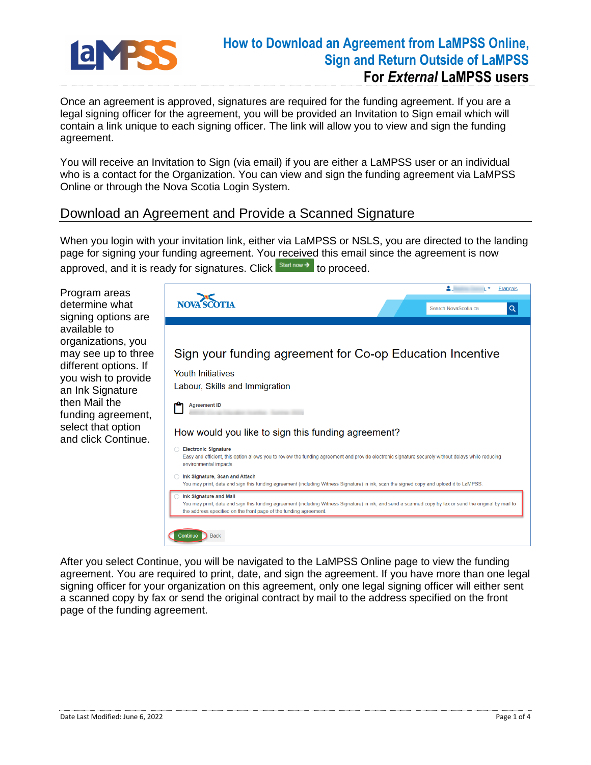# How to Download an Agreement from LaMPSS Online, Sign and Return Outside of LaMPSS

## For *External* LaMPSS users

Once an agreement is approved, signatures are required for the funding agreement. If you are a legal signing officer for the agreement, you will be provided an Invitation to Sign email which will contain a link unique to each signing officer. The link will allow you to view and sign the funding agreement.

You will receive an Invitation to Sign (via email) if you are either a LaMPSS user or an individual who is a contact for the Organization. You can view and sign the funding agreement via LaMPSS Online or through the Nova Scotia Login System.

## Download an Agreement and Provide a Scanned Signature

When you login with your invitation link, either via LaMPSS or NSLS, you are directed to the landing page for signing your funding agreement. You received this email since the agreement is now approved, and it is ready for signatures. Click Start now → to proceed.

Program areas determine what signing options are available to organizations, you may see up to three different options. If you wish to provide an Ink Signature then Mail the funding agreement, select that option and click Continue.

After you select Continue, you will be navigated to the LaMPSS Online page to view the funding agreement. You are required to print, date, and sign the agreement. If you have more than one legal signing officer for your organization on this agreement, only one legal signing officer will either sent a scanned copy by fax or send the original contract by mail to the address specified on the front page of the funding agreement.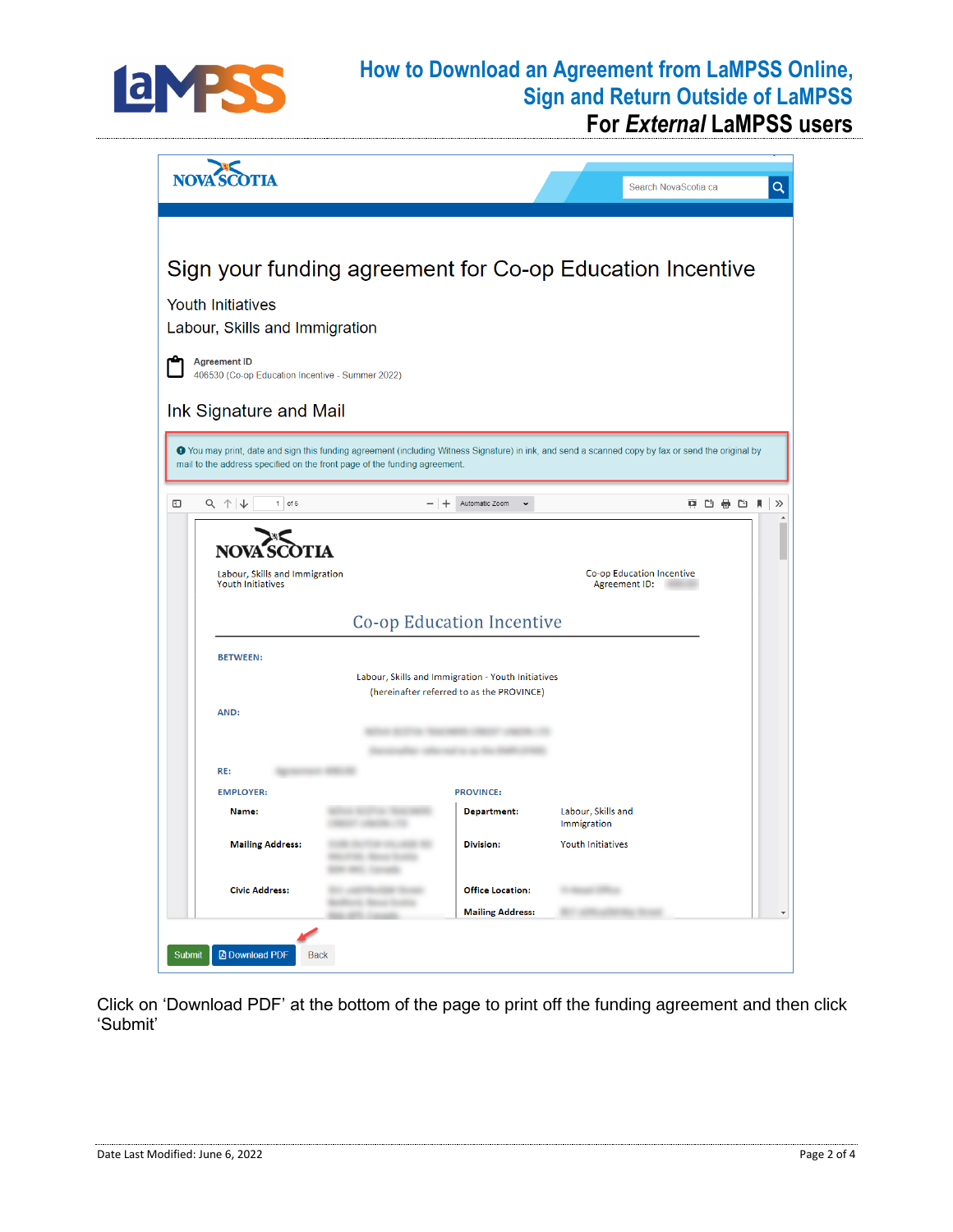# How to Download an Agreement from LaMPSS Online, Sign and Return Outside of LaMPSS

## For *External* LaMPSS users

NOVA SCOTIA

Search NovaScotia.ca

# Sign your funding agreement for Co-op Education Incentive

Youth Initiatives

Labour, Skills and Immigration

**Agreement ID**
406530 (Co-op Education Incentive - Summer 2022)

## Ink Signature and Mail

You may print, date and sign this funding agreement (including Witness Signature) in ink, and send a scanned copy by fax or send the original by mail to the address specified on the front page of the funding agreement.

1 of 6 | Automatic Zoom

NOVA SCOTIA

Labour, Skills and Immigration
Youth Initiatives

Co-op Education Incentive
Agreement ID:

Co-op Education Incentive

**BETWEEN:**

Labour, Skills and Immigration - Youth Initiatives
(hereinafter referred to as the PROVINCE)

**AND:**

**RE:**

| **EMPLOYER:** | | **PROVINCE:** | |
|---|---|---|---|
| **Name:** | | **Department:** | Labour, Skills and Immigration |
| **Mailing Address:** | | **Division:** | Youth Initiatives |
| **Civic Address:** | | **Office Location:** | |
| | | **Mailing Address:** | |

Submit | Download PDF | Back

Click on 'Download PDF' at the bottom of the page to print off the funding agreement and then click 'Submit'

Date Last Modified: June 6, 2022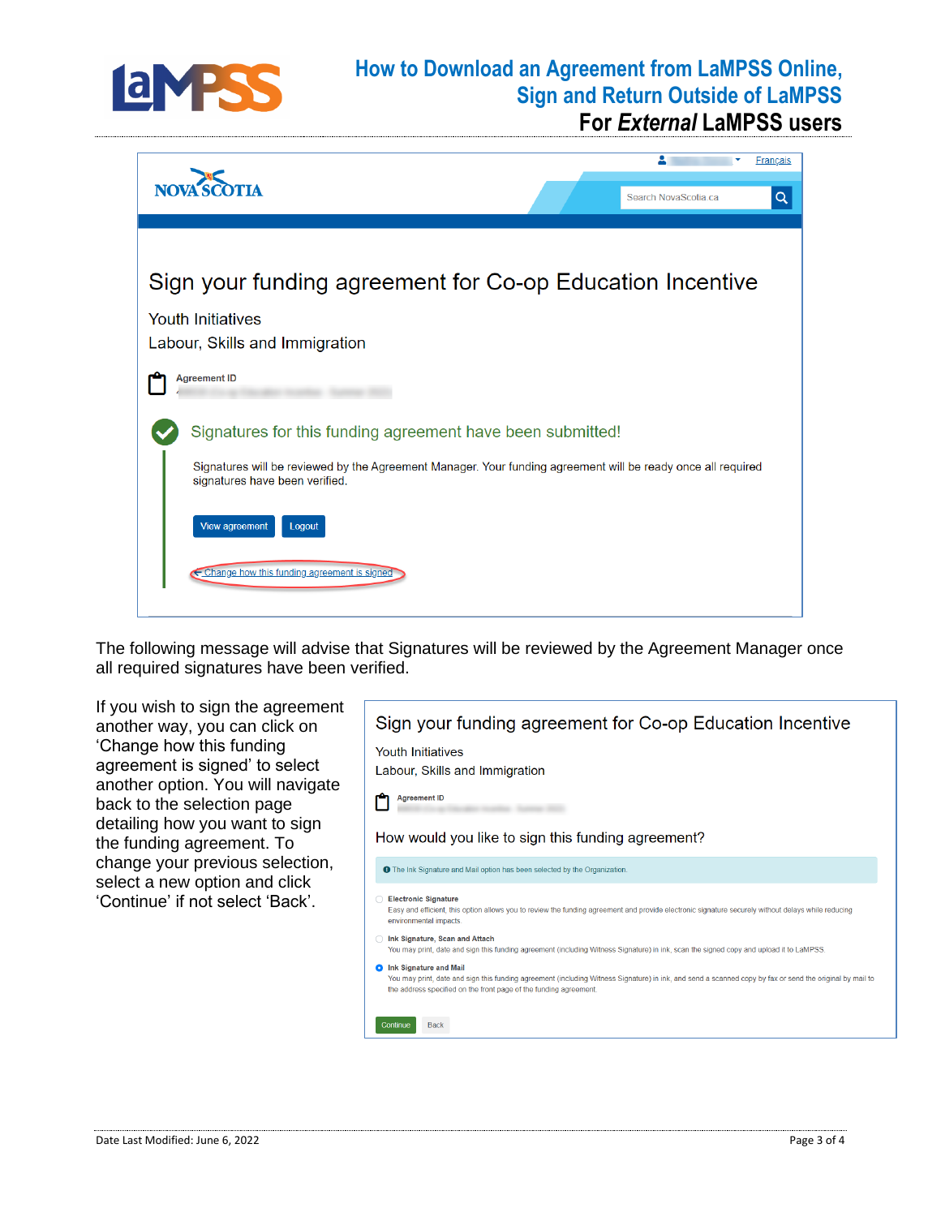Sign your funding agreement for Co-op Education Incentive

Youth Initiatives

Labour, Skills and Immigration

Agreement ID

Signatures for this funding agreement have been submitted!

Signatures will be reviewed by the Agreement Manager. Your funding agreement will be ready once all required signatures have been verified.

View agreement | Logout

← Change how this funding agreement is signed

The following message will advise that Signatures will be reviewed by the Agreement Manager once all required signatures have been verified.

If you wish to sign the agreement another way, you can click on 'Change how this funding agreement is signed' to select another option. You will navigate back to the selection page detailing how you want to sign the funding agreement. To change your previous selection, select a new option and click 'Continue' if not select 'Back'.

Sign your funding agreement for Co-op Education Incentive

Youth Initiatives

Labour, Skills and Immigration

Agreement ID

How would you like to sign this funding agreement?

The Ink Signature and Mail option has been selected by the Organization.

- **Electronic Signature**
  Easy and efficient, this option allows you to review the funding agreement and provide electronic signature securely without delays while reducing environmental impacts.
- **Ink Signature, Scan and Attach**
  You may print, date and sign this funding agreement (including Witness Signature) in ink, scan the signed copy and upload it to LaMPSS.
- **Ink Signature and Mail**
  You may print, date and sign this funding agreement (including Witness Signature) in ink, and send a scanned copy by fax or send the original by mail to the address specified on the front page of the funding agreement.

Continue | Back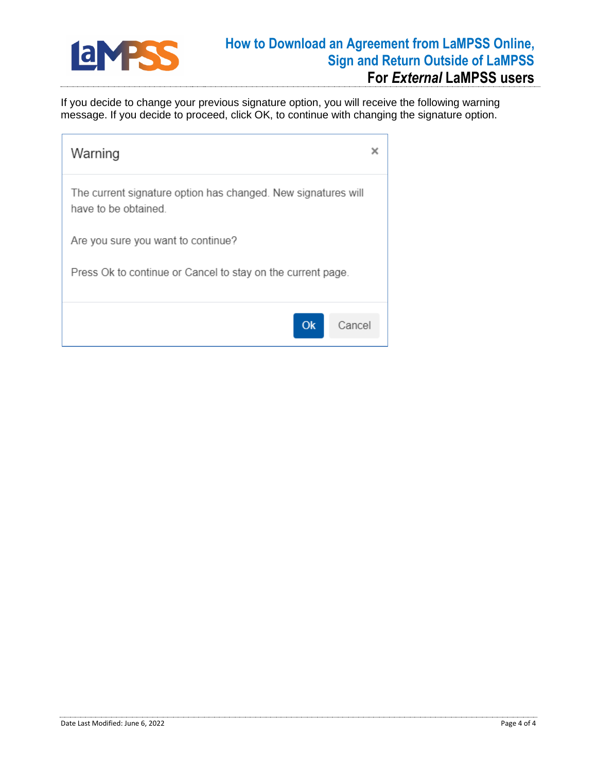If you decide to change your previous signature option, you will receive the following warning message. If you decide to proceed, click OK, to continue with changing the signature option.

Warning

The current signature option has changed. New signatures will have to be obtained.

Are you sure you want to continue?

Press Ok to continue or Cancel to stay on the current page.

Ok Cancel